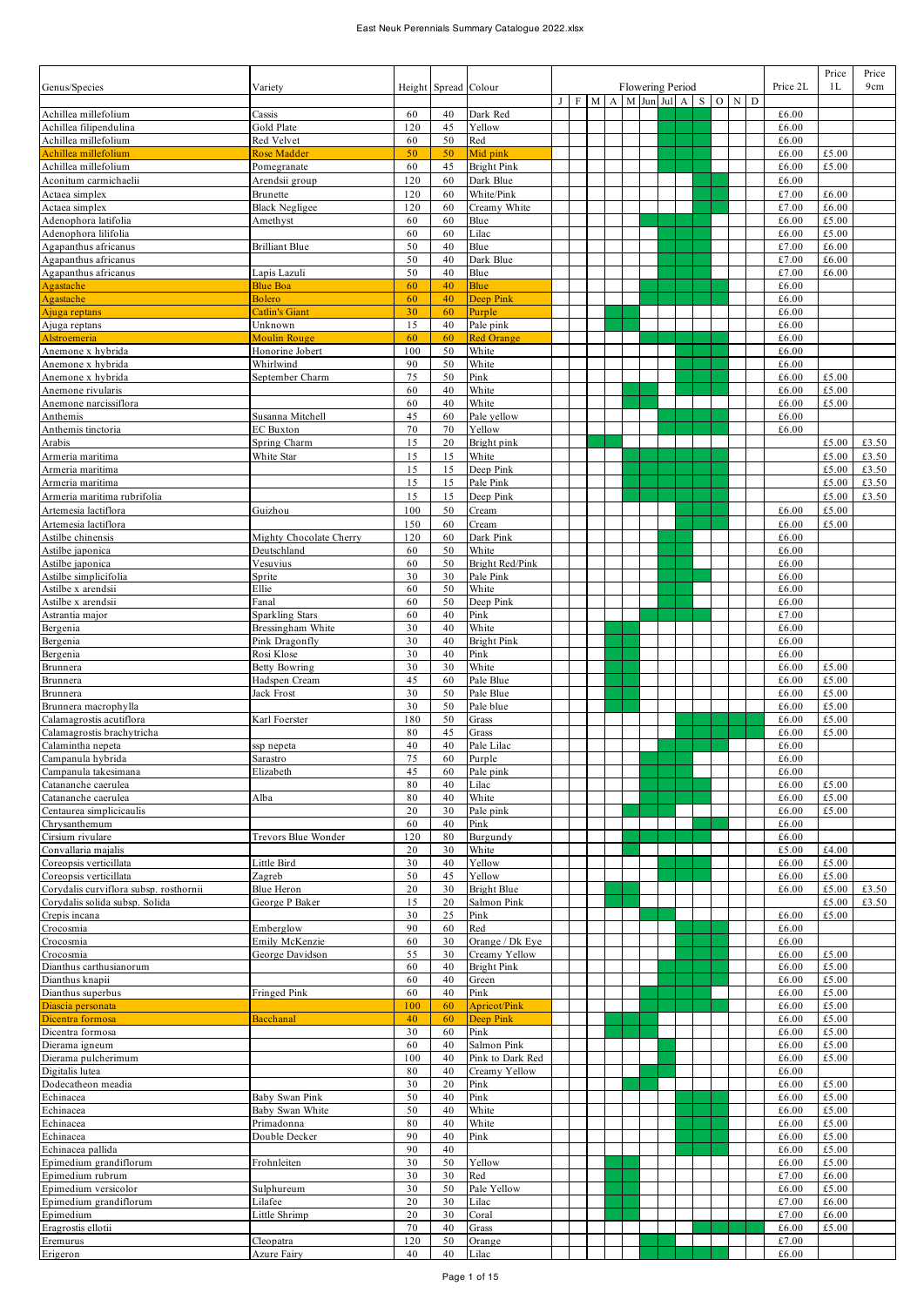| Genus/Species | Variety | Height | Spread | Colour | Flowering Period | | | | | | | | | | | | Price 2L | Price 1L | Price 9cm |
|---|---|---|---|---|---|---|---|---|---|---|---|---|---|---|---|---|---|---|---|
| | | | | | J | F | M | A | M | Jun | Jul | A | S | O | N | D | | | |
| Achillea millefolium | Cassis | 60 | 40 | Dark Red | | | | | | | ■ | ■ | ■ | | | | £6.00 | | |
| Achillea filipendulina | Gold Plate | 120 | 45 | Yellow | | | | | | | ■ | ■ | ■ | | | | £6.00 | | |
| Achillea millefolium | Red Velvet | 60 | 50 | Red | | | | | | | ■ | ■ | ■ | | | | £6.00 | | |
| Achillea millefolium | Rose Madder | 50 | 50 | Mid pink | | | | | | | ■ | ■ | ■ | | | | £6.00 | £5.00 | |
| Achillea millefolium | Pomegranate | 60 | 45 | Bright Pink | | | | | | | ■ | ■ | ■ | | | | £6.00 | £5.00 | |
| Aconitum carmichaelii | Arendsii group | 120 | 60 | Dark Blue | | | | | | | | | ■ | ■ | | | £6.00 | | |
| Actaea simplex | Brunette | 120 | 60 | White/Pink | | | | | | | | | ■ | ■ | | | £7.00 | £6.00 | |
| Actaea simplex | Black Negligee | 120 | 60 | Creamy White | | | | | | | | | ■ | ■ | | | £7.00 | £6.00 | |
| Adenophora latifolia | Amethyst | 60 | 60 | Blue | | | | | | ■ | ■ | ■ | ■ | | | | £6.00 | £5.00 | |
| Adenophora lilifolia | | 60 | 60 | Lilac | | | | | | | ■ | ■ | ■ | | | | £6.00 | £5.00 | |
| Agapanthus africanus | Brilliant Blue | 50 | 40 | Blue | | | | | | | ■ | ■ | ■ | | | | £7.00 | £6.00 | |
| Agapanthus africanus | | 50 | 40 | Dark Blue | | | | | | | ■ | ■ | ■ | | | | £7.00 | £6.00 | |
| Agapanthus africanus | Lapis Lazuli | 50 | 40 | Blue | | | | | | | ■ | ■ | ■ | | | | £7.00 | £6.00 | |
| Agastache | Blue Boa | 60 | 40 | Blue | | | | | | ■ | ■ | ■ | ■ | ■ | | | £6.00 | | |
| Agastache | Bolero | 60 | 40 | Deep Pink | | | | | | ■ | ■ | ■ | ■ | ■ | | | £6.00 | | |
| Ajuga reptans | Catlin's Giant | 30 | 60 | Purple | | | | ■ | ■ | | | | | | | | £6.00 | | |
| Ajuga reptans | Unknown | 15 | 40 | Pale pink | | | | ■ | ■ | | | | | | | | £6.00 | | |
| Alstroemeria | Moulin Rouge | 60 | 60 | Red Orange | | | | | | ■ | ■ | ■ | ■ | ■ | | | £6.00 | | |
| Anemone x hybrida | Honorine Jobert | 100 | 50 | White | | | | | | | | ■ | ■ | ■ | | | £6.00 | | |
| Anemone x hybrida | Whirlwind | 90 | 50 | White | | | | | | | | ■ | ■ | ■ | | | £6.00 | | |
| Anemone x hybrida | September Charm | 75 | 50 | Pink | | | | | | | | ■ | ■ | ■ | | | £6.00 | £5.00 | |
| Anemone rivularis | | 60 | 40 | White | | | | | ■ | ■ | | | | | | | £6.00 | £5.00 | |
| Anemone narcissiflora | | 60 | 40 | White | | | | | ■ | ■ | | | | | | | £6.00 | £5.00 | |
| Anthemis | Susanna Mitchell | 45 | 60 | Pale yellow | | | | | | ■ | ■ | ■ | ■ | | | | £6.00 | | |
| Anthemis tinctoria | EC Buxton | 70 | 70 | Yellow | | | | | | ■ | ■ | ■ | ■ | | | | £6.00 | | |
| Arabis | Spring Charm | 15 | 20 | Bright pink | | | ■ | ■ | | | | | | | | | | £5.00 | £3.50 |
| Armeria maritima | White Star | 15 | 15 | White | | | | | ■ | ■ | ■ | ■ | | | | | | £5.00 | £3.50 |
| Armeria maritima | | 15 | 15 | Deep Pink | | | | | ■ | ■ | ■ | ■ | | | | | | £5.00 | £3.50 |
| Armeria maritima | | 15 | 15 | Pale Pink | | | | | ■ | ■ | ■ | ■ | | | | | | £5.00 | £3.50 |
| Armeria maritima rubrifolia | | 15 | 15 | Deep Pink | | | | | ■ | ■ | ■ | ■ | | | | | | £5.00 | £3.50 |
| Artemesia lactiflora | Guizhou | 100 | 50 | Cream | | | | | | | | ■ | ■ | ■ | | | £6.00 | £5.00 | |
| Artemesia lactiflora | | 150 | 60 | Cream | | | | | | | | ■ | ■ | ■ | | | £6.00 | £5.00 | |
| Astilbe chinensis | Mighty Chocolate Cherry | 120 | 60 | Dark Pink | | | | | | | ■ | ■ | | | | | £6.00 | | |
| Astilbe japonica | Deutschland | 60 | 50 | White | | | | | | | ■ | ■ | | | | | £6.00 | | |
| Astilbe japonica | Vesuvius | 60 | 50 | Bright Red/Pink | | | | | | | ■ | ■ | | | | | £6.00 | | |
| Astilbe simplicifolia | Sprite | 30 | 30 | Pale Pink | | | | | | | ■ | ■ | | | | | £6.00 | | |
| Astilbe x arendsii | Ellie | 60 | 50 | White | | | | | | | ■ | ■ | | | | | £6.00 | | |
| Astilbe x arendsii | Fanal | 60 | 50 | Deep Pink | | | | | | | ■ | ■ | | | | | £6.00 | | |
| Astrantia major | Sparkling Stars | 60 | 40 | Pink | | | | | | ■ | ■ | ■ | ■ | | | | £7.00 | | |
| Bergenia | Bressingham White | 30 | 40 | White | | | | ■ | ■ | | | | | | | | £6.00 | | |
| Bergenia | Pink Dragonfly | 30 | 40 | Bright Pink | | | | ■ | ■ | | | | | | | | £6.00 | | |
| Bergenia | Rosi Klose | 30 | 40 | Pink | | | | ■ | ■ | | | | | | | | £6.00 | | |
| Brunnera | Betty Bowring | 30 | 30 | White | | | | ■ | ■ | | | | | | | | £6.00 | £5.00 | |
| Brunnera | Hadspen Cream | 45 | 60 | Pale Blue | | | | ■ | ■ | | | | | | | | £6.00 | £5.00 | |
| Brunnera | Jack Frost | 30 | 50 | Pale Blue | | | | ■ | ■ | | | | | | | | £6.00 | £5.00 | |
| Brunnera macrophylla | | 30 | 50 | Pale blue | | | | ■ | ■ | | | | | | | | £6.00 | £5.00 | |
| Calamagrostis acutiflora | Karl Foerster | 180 | 50 | Grass | | | | | | | ■ | ■ | ■ | ■ | ■ | | £6.00 | £5.00 | |
| Calamagrostis brachytricha | | 80 | 45 | Grass | | | | | | | | ■ | ■ | ■ | ■ | | £6.00 | £5.00 | |
| Calamintha nepeta | ssp nepeta | 40 | 40 | Pale Lilac | | | | | | | ■ | ■ | ■ | ■ | | | £6.00 | | |
| Campanula hybrida | Sarastro | 75 | 60 | Purple | | | | | | ■ | ■ | ■ | | | | | £6.00 | | |
| Campanula takesimana | Elizabeth | 45 | 60 | Pale pink | | | | | | ■ | ■ | ■ | | | | | £6.00 | | |
| Catananche caerulea | | 80 | 40 | Lilac | | | | | | ■ | ■ | ■ | ■ | | | | £6.00 | £5.00 | |
| Catananche caerulea | Alba | 80 | 40 | White | | | | | | ■ | ■ | ■ | ■ | | | | £6.00 | £5.00 | |
| Centaurea simplicicaulis | | 20 | 30 | Pale pink | | | | | ■ | ■ | ■ | | | | | | £6.00 | £5.00 | |
| Chrysanthemum | | 60 | 40 | Pink | | | | | | | | | ■ | ■ | | | £6.00 | | |
| Cirsium rivulare | Trevors Blue Wonder | 120 | 80 | Burgundy | | | | | ■ | ■ | ■ | ■ | ■ | | | | £6.00 | | |
| Convallaria majalis | | 20 | 30 | White | | | | | ■ | | | | | | | | £5.00 | £4.00 | |
| Coreopsis verticillata | Little Bird | 30 | 40 | Yellow | | | | | | | ■ | ■ | ■ | | | | £6.00 | £5.00 | |
| Coreopsis verticillata | Zagreb | 50 | 45 | Yellow | | | | | | | ■ | ■ | ■ | | | | £6.00 | £5.00 | |
| Corydalis curviflora subsp. rosthornii | Blue Heron | 20 | 30 | Bright Blue | | | | ■ | ■ | | | | | | | | £6.00 | £5.00 | £3.50 |
| Corydalis solida subsp. Solida | George P Baker | 15 | 20 | Salmon Pink | | | | ■ | ■ | | | | | | | | | £5.00 | £3.50 |
| Crepis incana | | 30 | 25 | Pink | | | | | | ■ | ■ | | | | | | £6.00 | £5.00 | |
| Crocosmia | Emberglow | 90 | 60 | Red | | | | | | | | ■ | ■ | ■ | | | £6.00 | | |
| Crocosmia | Emily McKenzie | 60 | 30 | Orange / Dk Eye | | | | | | | | ■ | ■ | ■ | | | £6.00 | | |
| Crocosmia | George Davidson | 55 | 30 | Creamy Yellow | | | | | | | | ■ | ■ | ■ | | | £6.00 | £5.00 | |
| Dianthus carthusianorum | | 60 | 40 | Bright Pink | | | | | | | ■ | ■ | ■ | | | | £6.00 | £5.00 | |
| Dianthus knapii | | 60 | 40 | Green | | | | | | | ■ | ■ | ■ | | | | £6.00 | £5.00 | |
| Dianthus superbus | Fringed Pink | 60 | 40 | Pink | | | | | | ■ | ■ | ■ | ■ | | | | £6.00 | £5.00 | |
| Diascia personata | | 100 | 60 | Apricot/Pink | | | | | | ■ | ■ | ■ | ■ | ■ | | | £6.00 | £5.00 | |
| Dicentra formosa | Bacchanal | 40 | 60 | Deep Pink | | | | ■ | ■ | ■ | | | | | | | £6.00 | £5.00 | |
| Dicentra formosa | | 30 | 60 | Pink | | | | ■ | ■ | ■ | | | | | | | £6.00 | £5.00 | |
| Dierama igneum | | 60 | 40 | Salmon Pink | | | | | | ■ | ■ | | | | | | £6.00 | £5.00 | |
| Dierama pulcherimum | | 100 | 40 | Pink to Dark Red | | | | | | ■ | ■ | | | | | | £6.00 | £5.00 | |
| Digitalis lutea | | 80 | 40 | Creamy Yellow | | | | | | ■ | ■ | | | | | | £6.00 | | |
| Dodecatheon meadia | | 30 | 20 | Pink | | | | | ■ | ■ | | | | | | | £6.00 | £5.00 | |
| Echinacea | Baby Swan Pink | 50 | 40 | Pink | | | | | | | ■ | ■ | ■ | | | | £6.00 | £5.00 | |
| Echinacea | Baby Swan White | 50 | 40 | White | | | | | | | ■ | ■ | ■ | | | | £6.00 | £5.00 | |
| Echinacea | Primadonna | 80 | 40 | White | | | | | | | ■ | ■ | ■ | | | | £6.00 | £5.00 | |
| Echinacea | Double Decker | 90 | 40 | Pink | | | | | | | ■ | ■ | ■ | | | | £6.00 | £5.00 | |
| Echinacea pallida | | 90 | 40 | | | | | | | | ■ | ■ | ■ | | | | £6.00 | £5.00 | |
| Epimedium grandiflorum | Frohnleiten | 30 | 50 | Yellow | | | | ■ | ■ | | | | | | | | £6.00 | £5.00 | |
| Epimedium rubrum | | 30 | 30 | Red | | | | ■ | ■ | | | | | | | | £7.00 | £6.00 | |
| Epimedium versicolor | Sulphureum | 30 | 50 | Pale Yellow | | | | ■ | ■ | | | | | | | | £6.00 | £5.00 | |
| Epimedium grandiflorum | Lilafee | 20 | 30 | Lilac | | | | ■ | ■ | | | | | | | | £7.00 | £6.00 | |
| Epimedium | Little Shrimp | 20 | 30 | Coral | | | | ■ | ■ | | | | | | | | £7.00 | £6.00 | |
| Eragrostis ellotii | | 70 | 40 | Grass | | | | | | | | ■ | ■ | ■ | ■ | | £6.00 | £5.00 | |
| Eremurus | Cleopatra | 120 | 50 | Orange | | | | | | ■ | ■ | | | | | | £7.00 | | |
| Erigeron | Azure Fairy | 40 | 40 | Lilac | | | | | | ■ | ■ | ■ | ■ | ■ | | | £6.00 | | |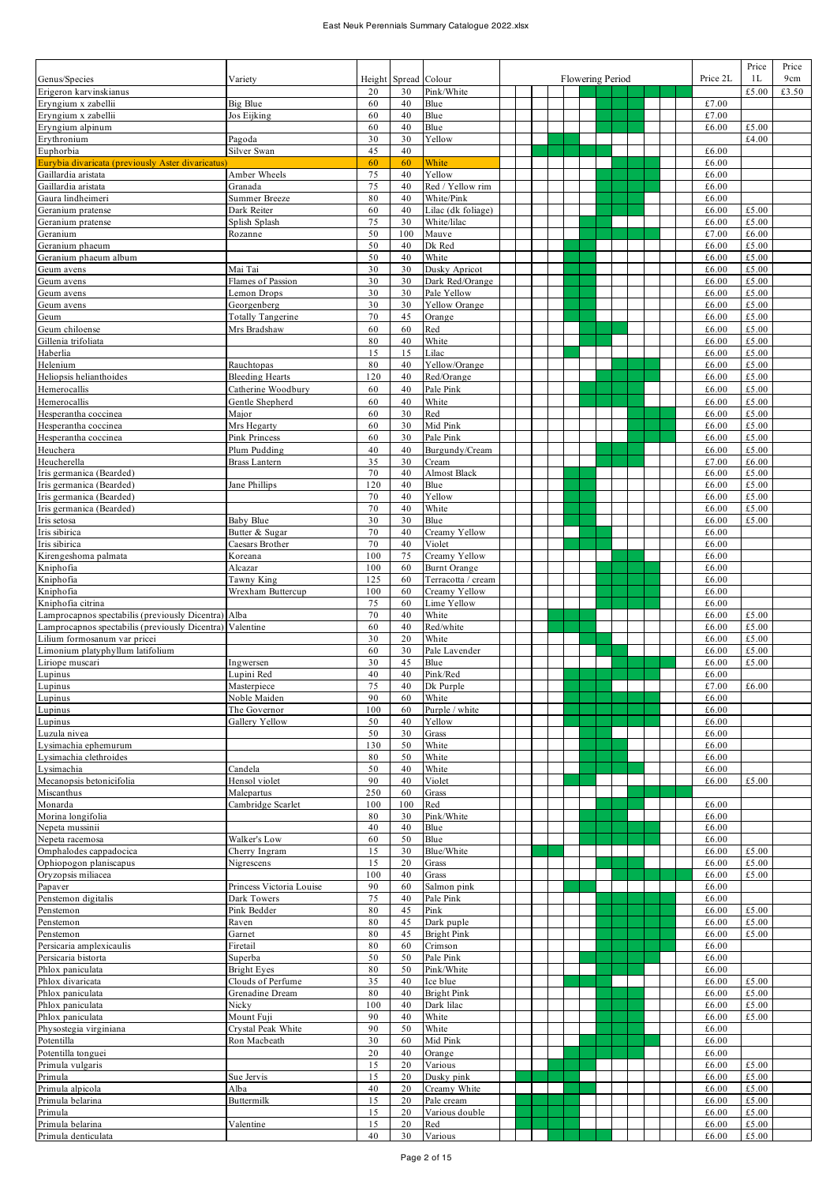| Genus/Species | Variety | Height | Spread | Colour | Flowering Period | Price 2L | Price 1L | Price 9cm |
|---|---|---|---|---|---|---|---|---|
| Erigeron karvinskianus | | 20 | 30 | Pink/White | | | £5.00 | £3.50 |
| Eryngium x zabellii | Big Blue | 60 | 40 | Blue | | £7.00 | | |
| Eryngium x zabellii | Jos Eijking | 60 | 40 | Blue | | £7.00 | | |
| Eryngium alpinum | | 60 | 40 | Blue | | £6.00 | £5.00 | |
| Erythronium | Pagoda | 30 | 30 | Yellow | | | £4.00 | |
| Euphorbia | Silver Swan | 45 | 40 | | | £6.00 | | |
| Eurybia divaricata (previously Aster divaricatus) | | 60 | 60 | White | | £6.00 | | |
| Gaillardia aristata | Amber Wheels | 75 | 40 | Yellow | | £6.00 | | |
| Gaillardia aristata | Granada | 75 | 40 | Red / Yellow rim | | £6.00 | | |
| Gaura lindheimeri | Summer Breeze | 80 | 40 | White/Pink | | £6.00 | | |
| Geranium pratense | Dark Reiter | 60 | 40 | Lilac (dk foliage) | | £6.00 | £5.00 | |
| Geranium pratense | Splish Splash | 75 | 30 | White/lilac | | £6.00 | £5.00 | |
| Geranium | Rozanne | 50 | 100 | Mauve | | £7.00 | £6.00 | |
| Geranium phaeum | | 50 | 40 | Dk Red | | £6.00 | £5.00 | |
| Geranium phaeum album | | 50 | 40 | White | | £6.00 | £5.00 | |
| Geum avens | Mai Tai | 30 | 30 | Dusky Apricot | | £6.00 | £5.00 | |
| Geum avens | Flames of Passion | 30 | 30 | Dark Red/Orange | | £6.00 | £5.00 | |
| Geum avens | Lemon Drops | 30 | 30 | Pale Yellow | | £6.00 | £5.00 | |
| Geum avens | Georgenberg | 30 | 30 | Yellow Orange | | £6.00 | £5.00 | |
| Geum | Totally Tangerine | 70 | 45 | Orange | | £6.00 | £5.00 | |
| Geum chiloense | Mrs Bradshaw | 60 | 60 | Red | | £6.00 | £5.00 | |
| Gillenia trifoliata | | 80 | 40 | White | | £6.00 | £5.00 | |
| Haberlia | | 15 | 15 | Lilac | | £6.00 | £5.00 | |
| Helenium | Rauchtopas | 80 | 40 | Yellow/Orange | | £6.00 | £5.00 | |
| Heliopsis helianthoides | Bleeding Hearts | 120 | 40 | Red/Orange | | £6.00 | £5.00 | |
| Hemerocallis | Catherine Woodbury | 60 | 40 | Pale Pink | | £6.00 | £5.00 | |
| Hemerocallis | Gentle Shepherd | 60 | 40 | White | | £6.00 | £5.00 | |
| Hesperantha coccinea | Major | 60 | 30 | Red | | £6.00 | £5.00 | |
| Hesperantha coccinea | Mrs Hegarty | 60 | 30 | Mid Pink | | £6.00 | £5.00 | |
| Hesperantha coccinea | Pink Princess | 60 | 30 | Pale Pink | | £6.00 | £5.00 | |
| Heuchera | Plum Pudding | 40 | 40 | Burgundy/Cream | | £6.00 | £5.00 | |
| Heucherella | Brass Lantern | 35 | 30 | Cream | | £7.00 | £6.00 | |
| Iris germanica (Bearded) | | 70 | 40 | Almost Black | | £6.00 | £5.00 | |
| Iris germanica (Bearded) | Jane Phillips | 120 | 40 | Blue | | £6.00 | £5.00 | |
| Iris germanica (Bearded) | | 70 | 40 | Yellow | | £6.00 | £5.00 | |
| Iris germanica (Bearded) | | 70 | 40 | White | | £6.00 | £5.00 | |
| Iris setosa | Baby Blue | 30 | 30 | Blue | | £6.00 | £5.00 | |
| Iris sibirica | Butter & Sugar | 70 | 40 | Creamy Yellow | | £6.00 | | |
| Iris sibirica | Caesars Brother | 70 | 40 | Violet | | £6.00 | | |
| Kirengeshoma palmata | Koreana | 100 | 75 | Creamy Yellow | | £6.00 | | |
| Kniphofia | Alcazar | 100 | 60 | Burnt Orange | | £6.00 | | |
| Kniphofia | Tawny King | 125 | 60 | Terracotta / cream | | £6.00 | | |
| Kniphofia | Wrexham Buttercup | 100 | 60 | Creamy Yellow | | £6.00 | | |
| Kniphofia citrina | | 75 | 60 | Lime Yellow | | £6.00 | | |
| Lamprocapnos spectabilis (previously Dicentra) | Alba | 70 | 40 | White | | £6.00 | £5.00 | |
| Lamprocapnos spectabilis (previously Dicentra) | Valentine | 60 | 40 | Red/white | | £6.00 | £5.00 | |
| Lilium formosanum var pricei | | 30 | 20 | White | | £6.00 | £5.00 | |
| Limonium platyphyllum latifolium | | 60 | 30 | Pale Lavender | | £6.00 | £5.00 | |
| Liriope muscari | Ingwersen | 30 | 45 | Blue | | £6.00 | £5.00 | |
| Lupinus | Lupini Red | 40 | 40 | Pink/Red | | £6.00 | | |
| Lupinus | Masterpiece | 75 | 40 | Dk Purple | | £7.00 | £6.00 | |
| Lupinus | Noble Maiden | 90 | 60 | White | | £6.00 | | |
| Lupinus | The Governor | 100 | 60 | Purple / white | | £6.00 | | |
| Lupinus | Gallery Yellow | 50 | 40 | Yellow | | £6.00 | | |
| Luzula nivea | | 50 | 30 | Grass | | £6.00 | | |
| Lysimachia ephemurum | | 130 | 50 | White | | £6.00 | | |
| Lysimachia clethroides | | 80 | 50 | White | | £6.00 | | |
| Lysimachia | Candela | 50 | 40 | White | | £6.00 | | |
| Mecanopsis betonicifolia | Hensol violet | 90 | 40 | Violet | | £6.00 | £5.00 | |
| Miscanthus | Malepartus | 250 | 60 | Grass | | | | |
| Monarda | Cambridge Scarlet | 100 | 100 | Red | | £6.00 | | |
| Morina longifolia | | 80 | 30 | Pink/White | | £6.00 | | |
| Nepeta mussinii | | 40 | 40 | Blue | | £6.00 | | |
| Nepeta racemosa | Walker's Low | 60 | 50 | Blue | | £6.00 | | |
| Omphalodes cappadocica | Cherry Ingram | 15 | 30 | Blue/White | | £6.00 | £5.00 | |
| Ophiopogon planiscapus | Nigrescens | 15 | 20 | Grass | | £6.00 | £5.00 | |
| Oryzopsis miliacea | | 100 | 40 | Grass | | £6.00 | £5.00 | |
| Papaver | Princess Victoria Louise | 90 | 60 | Salmon pink | | £6.00 | | |
| Penstemon digitalis | Dark Towers | 75 | 40 | Pale Pink | | £6.00 | | |
| Penstemon | Pink Bedder | 80 | 45 | Pink | | £6.00 | £5.00 | |
| Penstemon | Raven | 80 | 45 | Dark puple | | £6.00 | £5.00 | |
| Penstemon | Garnet | 80 | 45 | Bright Pink | | £6.00 | £5.00 | |
| Persicaria amplexicaulis | Firetail | 80 | 60 | Crimson | | £6.00 | | |
| Persicaria bistorta | Superba | 50 | 50 | Pale Pink | | £6.00 | | |
| Phlox paniculata | Bright Eyes | 80 | 50 | Pink/White | | £6.00 | | |
| Phlox divaricata | Clouds of Perfume | 35 | 40 | Ice blue | | £6.00 | £5.00 | |
| Phlox paniculata | Grenadine Dream | 80 | 40 | Bright Pink | | £6.00 | £5.00 | |
| Phlox paniculata | Nicky | 100 | 40 | Dark lilac | | £6.00 | £5.00 | |
| Phlox paniculata | Mount Fuji | 90 | 40 | White | | £6.00 | £5.00 | |
| Physostegia virginiana | Crystal Peak White | 90 | 50 | White | | £6.00 | | |
| Potentilla | Ron Macbeath | 30 | 60 | Mid Pink | | £6.00 | | |
| Potentilla tonguei | | 20 | 40 | Orange | | £6.00 | | |
| Primula vulgaris | | 15 | 20 | Various | | £6.00 | £5.00 | |
| Primula | Sue Jervis | 15 | 20 | Dusky pink | | £6.00 | £5.00 | |
| Primula alpicola | Alba | 40 | 20 | Creamy White | | £6.00 | £5.00 | |
| Primula belarina | Buttermilk | 15 | 20 | Pale cream | | £6.00 | £5.00 | |
| Primula | | 15 | 20 | Various double | | £6.00 | £5.00 | |
| Primula belarina | Valentine | 15 | 20 | Red | | £6.00 | £5.00 | |
| Primula denticulata | | 40 | 30 | Various | | £6.00 | £5.00 | |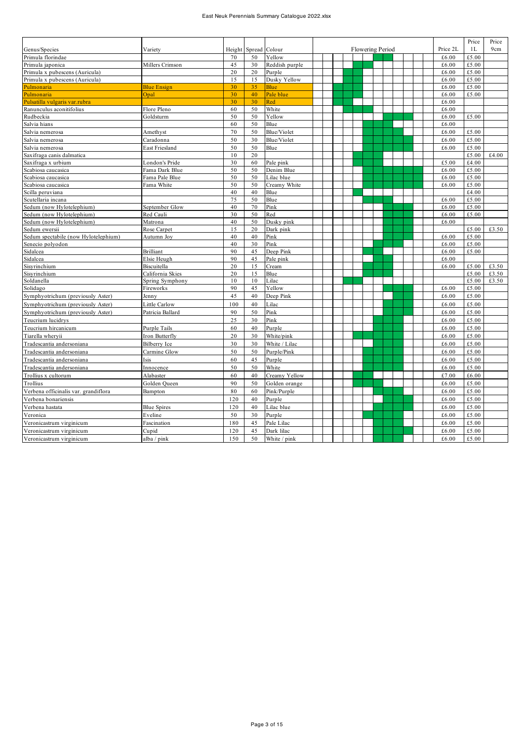| Genus/Species | Variety | Height | Spread | Colour | Flowering Period | | | | | | | | | | | | Price 2L | Price 1L | Price 9cm |
|---|---|---|---|---|---|---|---|---|---|---|---|---|---|---|---|---|---|---|---|
| Primula florindae | | 70 | 50 | Yellow | | | | | | | X | X | | | | | £6.00 | £5.00 | |
| Primula japonica | Millers Crimson | 45 | 30 | Reddish purple | | | | | X | X | | | | | | | £6.00 | £5.00 | |
| Primula x pubescens (Auricula) | | 20 | 20 | Purple | | | | X | X | | | | | | | | £6.00 | £5.00 | |
| Primula x pubescens (Auricula) | | 15 | 15 | Dusky Yellow | | | | X | X | | | | | | | | £6.00 | £5.00 | |
| Pulmonaria | Blue Ensign | 30 | 35 | Blue | | | X | X | X | | | | | | | | £6.00 | £5.00 | |
| Pulmonaria | Opal | 30 | 40 | Pale blue | | | X | X | X | | | | | | | | £6.00 | £5.00 | |
| Pulsatilla vulgaris var.rubra | | 30 | 30 | Red | | | X | X | | | | | | | | | £6.00 | | |
| Ranunculus aconitifolius | Flore Pleno | 60 | 50 | White | | | | X | X | X | | | | | | | £6.00 | | |
| Rudbeckia | Goldsturm | 50 | 50 | Yellow | | | | | | | | | X | X | | | £6.00 | £5.00 | |
| Salvia hians | | 60 | 50 | Blue | | | | | | | X | X | | | | | £6.00 | | |
| Salvia nemerosa | Amethyst | 70 | 50 | Blue/Violet | | | | | | X | X | X | X | | | | £6.00 | £5.00 | |
| Salvia nemerosa | Caradonna | 50 | 30 | Blue/Violet | | | | | | X | X | X | X | X | | | £6.00 | £5.00 | |
| Salvia nemerosa | East Friesland | 50 | 50 | Blue | | | | | | X | X | X | X | X | | | £6.00 | £5.00 | |
| Saxifraga canis dalmatica | | 10 | 20 | | | | | | | | | | | | | | | £5.00 | £4.00 |
| Saxifraga x urbium | London's Pride | 30 | 60 | Pale pink | | | | X | X | X | X | | | | | | £5.00 | £4.00 | |
| Scabiosa caucasica | Fama Dark Blue | 50 | 50 | Denim Blue | | | | | | X | X | X | X | X | X | | £6.00 | £5.00 | |
| Scabiosa caucasica | Fama Pale Blue | 50 | 50 | Lilac blue | | | | | | X | X | X | X | X | X | | £6.00 | £5.00 | |
| Scabiosa caucasica | Fama White | 50 | 50 | Creamy White | | | | | | X | X | X | X | X | X | | £6.00 | £5.00 | |
| Scilla peruviana | | 40 | 40 | Blue | | | | | X | | | | | | | | | £4.00 | |
| Scutellaria incana | | 75 | 50 | Blue | | | | | X | X | X | | | | | | £6.00 | £5.00 | |
| Sedum (now Hylotelephium) | September Glow | 40 | 70 | Pink | | | | | | | | | X | X | | | £6.00 | £5.00 | |
| Sedum (now Hylotelephium) | Red Cauli | 30 | 50 | Red | | | | | | | | | X | X | | | £6.00 | £5.00 | |
| Sedum (now Hylotelephium) | Matrona | 40 | 50 | Dusky pink | | | | | | | | | X | X | | | £6.00 | | |
| Sedum ewersii | Rose Carpet | 15 | 20 | Dark pink | | | | | | | | | X | X | | | | £5.00 | £3.50 |
| Sedum spectabile (now Hylotelephium) | Autumn Joy | 40 | 40 | Pink | | | | | | | | | X | X | | | £6.00 | £5.00 | |
| Senecio polyodon | | 40 | 30 | Pink | | | | | | | | X | X | | | | £6.00 | £5.00 | |
| Sidalcea | Brilliant | 90 | 45 | Deep Pink | | | | | | | X | | | | | | £6.00 | £5.00 | |
| Sidalcea | Elsie Heugh | 90 | 45 | Pale pink | | | | | | | | X | | | | | £6.00 | | |
| Sisyrinchium | Biscuitella | 20 | 15 | Cream | | | | | | X | X | X | | | | | £6.00 | £5.00 | £3.50 |
| Sisyrinchium | California Skies | 20 | 15 | Blue | | | | | | X | X | X | | | | | | £5.00 | £3.50 |
| Soldanella | Spring Symphony | 10 | 10 | Lilac | | | | X | X | | | | | | | | | £5.00 | £3.50 |
| Solidago | Fireworks | 90 | 45 | Yellow | | | | | | | | | X | X | | | £6.00 | £5.00 | |
| Symphyotrichum (previously Aster) | Jenny | 45 | 40 | Deep Pink | | | | | | | | | | X | | | £6.00 | £5.00 | |
| Symphyotrichum (previously Aster) | Little Carlow | 100 | 40 | Lilac | | | | | | | | | X | X | | | £6.00 | £5.00 | |
| Symphyotrichum (previously Aster) | Patricia Ballard | 90 | 50 | Pink | | | | | | | | | X | X | | | £6.00 | £5.00 | |
| Teucrium lucidrys | | 25 | 30 | Pink | | | | | | | | X | X | | | | £6.00 | £5.00 | |
| Teucrium hircanicum | Purple Tails | 60 | 40 | Purple | | | | | | | | X | X | | | | £6.00 | £5.00 | |
| Tiarella wheryii | Iron Butterfly | 20 | 30 | White/pink | | | | | X | X | X | | | | | | £6.00 | £5.00 | |
| Tradescantia andersoniana | Bilberry Ice | 30 | 30 | White / Lilac | | | | | | | X | X | X | | | | £6.00 | £5.00 | |
| Tradescantia andersoniana | Carmine Glow | 50 | 50 | Purple/Pink | | | | | | X | X | X | X | | | | £6.00 | £5.00 | |
| Tradescantia andersoniana | Isis | 60 | 45 | Purple | | | | | | X | X | X | X | | | | £6.00 | £5.00 | |
| Tradescantia andersoniana | Innocence | 50 | 50 | White | | | | | | X | X | X | X | | | | £6.00 | £5.00 | |
| Trollius x cultorum | Alabaster | 60 | 40 | Creamy Yellow | | | | | X | X | | | | | | | £7.00 | £6.00 | |
| Trollius | Golden Queen | 90 | 50 | Golden orange | | | | | X | X | | | | | | | £6.00 | £5.00 | |
| Verbena officinalis var. grandiflora | Bampton | 80 | 60 | Pink/Purple | | | | | | | X | X | X | | | | £6.00 | £5.00 | |
| Verbena bonariensis | | 120 | 40 | Purple | | | | | | | | X | X | X | | | £6.00 | £5.00 | |
| Verbena hastata | Blue Spires | 120 | 40 | Lilac blue | | | | | | | X | X | X | X | | | £6.00 | £5.00 | |
| Veronica | Eveline | 50 | 30 | Purple | | | | | | X | X | | | | | | £6.00 | £5.00 | |
| Veronicastrum virginicum | Fascination | 180 | 45 | Pale Lilac | | | | | | | X | X | X | | | | £6.00 | £5.00 | |
| Veronicastrum virginicum | Cupid | 120 | 45 | Dark lilac | | | | | | | X | X | X | X | | | £6.00 | £5.00 | |
| Veronicastrum virginicum | alba / pink | 150 | 50 | White / pink | | | | | | | X | X | X | | | | £6.00 | £5.00 | |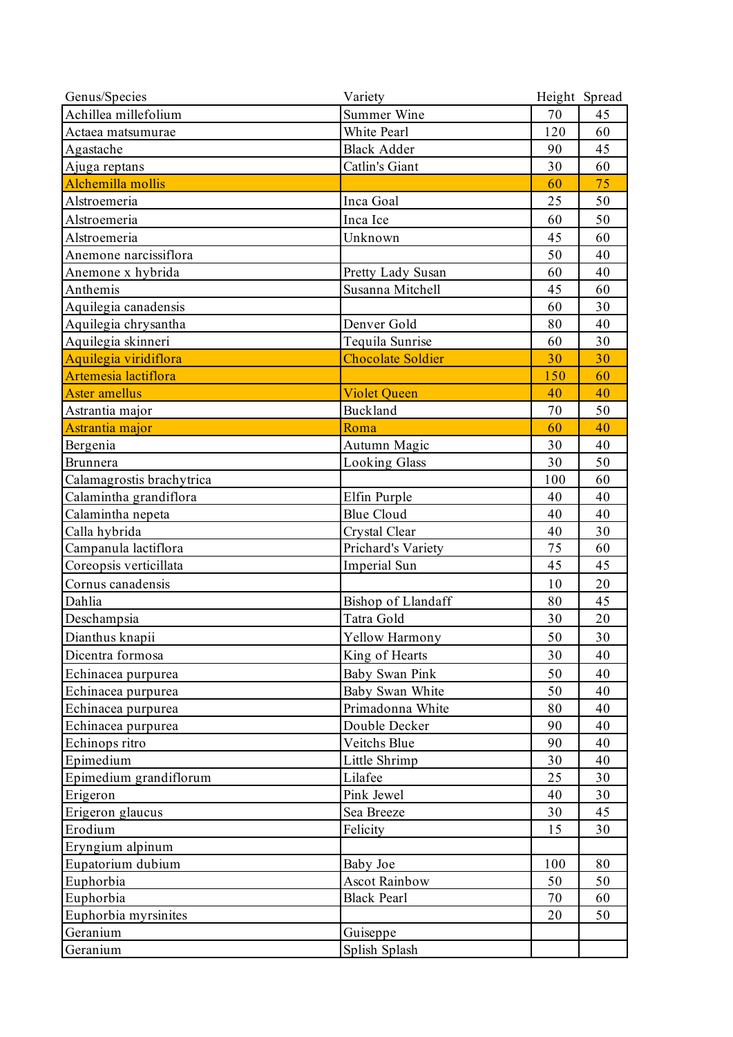| Genus/Species | Variety | Height | Spread |
|---|---|---|---|
| Achillea millefolium | Summer Wine | 70 | 45 |
| Actaea matsumurae | White Pearl | 120 | 60 |
| Agastache | Black Adder | 90 | 45 |
| Ajuga reptans | Catlin's Giant | 30 | 60 |
| Alchemilla mollis | | 60 | 75 |
| Alstroemeria | Inca Goal | 25 | 50 |
| Alstroemeria | Inca Ice | 60 | 50 |
| Alstroemeria | Unknown | 45 | 60 |
| Anemone narcissiflora | | 50 | 40 |
| Anemone x hybrida | Pretty Lady Susan | 60 | 40 |
| Anthemis | Susanna Mitchell | 45 | 60 |
| Aquilegia canadensis | | 60 | 30 |
| Aquilegia chrysantha | Denver Gold | 80 | 40 |
| Aquilegia skinneri | Tequila Sunrise | 60 | 30 |
| Aquilegia viridiflora | Chocolate Soldier | 30 | 30 |
| Artemesia lactiflora | | 150 | 60 |
| Aster amellus | Violet Queen | 40 | 40 |
| Astrantia major | Buckland | 70 | 50 |
| Astrantia major | Roma | 60 | 40 |
| Bergenia | Autumn Magic | 30 | 40 |
| Brunnera | Looking Glass | 30 | 50 |
| Calamagrostis brachytrica | | 100 | 60 |
| Calamintha grandiflora | Elfin Purple | 40 | 40 |
| Calamintha nepeta | Blue Cloud | 40 | 40 |
| Calla hybrida | Crystal Clear | 40 | 30 |
| Campanula lactiflora | Prichard's Variety | 75 | 60 |
| Coreopsis verticillata | Imperial Sun | 45 | 45 |
| Cornus canadensis | | 10 | 20 |
| Dahlia | Bishop of Llandaff | 80 | 45 |
| Deschampsia | Tatra Gold | 30 | 20 |
| Dianthus knapii | Yellow Harmony | 50 | 30 |
| Dicentra formosa | King of Hearts | 30 | 40 |
| Echinacea purpurea | Baby Swan Pink | 50 | 40 |
| Echinacea purpurea | Baby Swan White | 50 | 40 |
| Echinacea purpurea | Primadonna White | 80 | 40 |
| Echinacea purpurea | Double Decker | 90 | 40 |
| Echinops ritro | Veitchs Blue | 90 | 40 |
| Epimedium | Little Shrimp | 30 | 40 |
| Epimedium grandiflorum | Lilafee | 25 | 30 |
| Erigeron | Pink Jewel | 40 | 30 |
| Erigeron glaucus | Sea Breeze | 30 | 45 |
| Erodium | Felicity | 15 | 30 |
| Eryngium alpinum | | | |
| Eupatorium dubium | Baby Joe | 100 | 80 |
| Euphorbia | Ascot Rainbow | 50 | 50 |
| Euphorbia | Black Pearl | 70 | 60 |
| Euphorbia myrsinites | | 20 | 50 |
| Geranium | Guiseppe | | |
| Geranium | Splish Splash | | |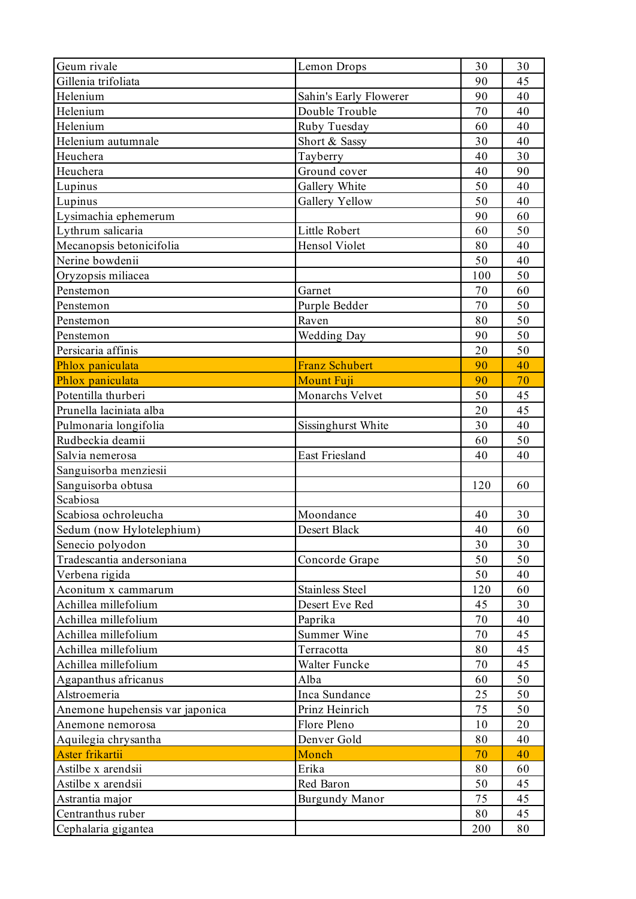| Geum rivale | Lemon Drops | 30 | 30 |
|---|---|---|---|
| Gillenia trifoliata | | 90 | 45 |
| Helenium | Sahin's Early Flowerer | 90 | 40 |
| Helenium | Double Trouble | 70 | 40 |
| Helenium | Ruby Tuesday | 60 | 40 |
| Helenium autumnale | Short & Sassy | 30 | 40 |
| Heuchera | Tayberry | 40 | 30 |
| Heuchera | Ground cover | 40 | 90 |
| Lupinus | Gallery White | 50 | 40 |
| Lupinus | Gallery Yellow | 50 | 40 |
| Lysimachia ephemerum | | 90 | 60 |
| Lythrum salicaria | Little Robert | 60 | 50 |
| Mecanopsis betonicifolia | Hensol Violet | 80 | 40 |
| Nerine bowdenii | | 50 | 40 |
| Oryzopsis miliacea | | 100 | 50 |
| Penstemon | Garnet | 70 | 60 |
| Penstemon | Purple Bedder | 70 | 50 |
| Penstemon | Raven | 80 | 50 |
| Penstemon | Wedding Day | 90 | 50 |
| Persicaria affinis | | 20 | 50 |
| Phlox paniculata | Franz Schubert | 90 | 40 |
| Phlox paniculata | Mount Fuji | 90 | 70 |
| Potentilla thurberi | Monarchs Velvet | 50 | 45 |
| Prunella laciniata alba | | 20 | 45 |
| Pulmonaria longifolia | Sissinghurst White | 30 | 40 |
| Rudbeckia deamii | | 60 | 50 |
| Salvia nemerosa | East Friesland | 40 | 40 |
| Sanguisorba menziesii | | | |
| Sanguisorba obtusa | | 120 | 60 |
| Scabiosa | | | |
| Scabiosa ochroleucha | Moondance | 40 | 30 |
| Sedum (now Hylotelephium) | Desert Black | 40 | 60 |
| Senecio polyodon | | 30 | 30 |
| Tradescantia andersoniana | Concorde Grape | 50 | 50 |
| Verbena rigida | | 50 | 40 |
| Aconitum x cammarum | Stainless Steel | 120 | 60 |
| Achillea millefolium | Desert Eve Red | 45 | 30 |
| Achillea millefolium | Paprika | 70 | 40 |
| Achillea millefolium | Summer Wine | 70 | 45 |
| Achillea millefolium | Terracotta | 80 | 45 |
| Achillea millefolium | Walter Funcke | 70 | 45 |
| Agapanthus africanus | Alba | 60 | 50 |
| Alstroemeria | Inca Sundance | 25 | 50 |
| Anemone hupehensis var japonica | Prinz Heinrich | 75 | 50 |
| Anemone nemorosa | Flore Pleno | 10 | 20 |
| Aquilegia chrysantha | Denver Gold | 80 | 40 |
| Aster frikartii | Monch | 70 | 40 |
| Astilbe x arendsii | Erika | 80 | 60 |
| Astilbe x arendsii | Red Baron | 50 | 45 |
| Astrantia major | Burgundy Manor | 75 | 45 |
| Centranthus ruber | | 80 | 45 |
| Cephalaria gigantea | | 200 | 80 |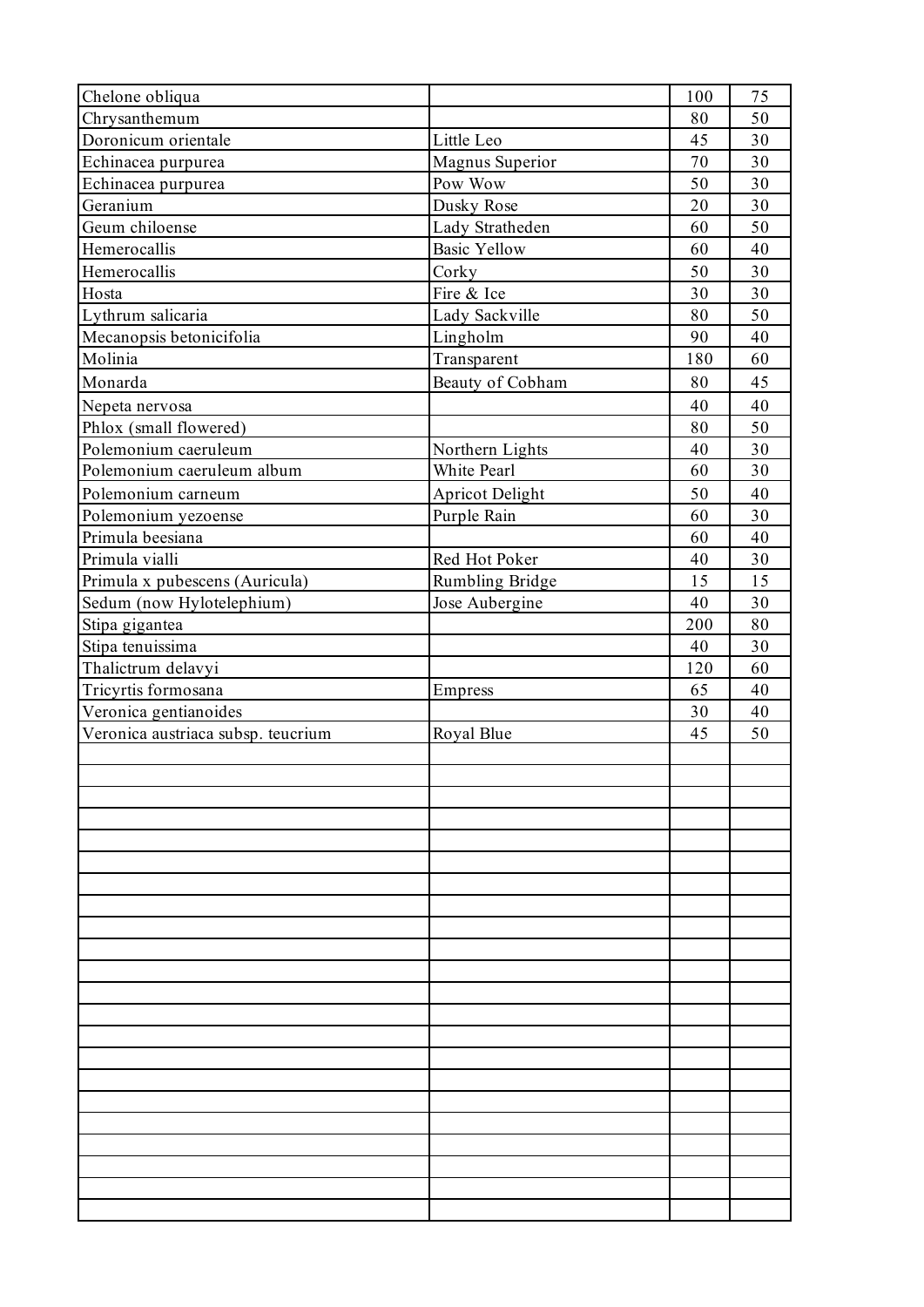| | | | |
|---|---|---|---|
| Chelone obliqua | | 100 | 75 |
| Chrysanthemum | | 80 | 50 |
| Doronicum orientale | Little Leo | 45 | 30 |
| Echinacea purpurea | Magnus Superior | 70 | 30 |
| Echinacea purpurea | Pow Wow | 50 | 30 |
| Geranium | Dusky Rose | 20 | 30 |
| Geum chiloense | Lady Stratheden | 60 | 50 |
| Hemerocallis | Basic Yellow | 60 | 40 |
| Hemerocallis | Corky | 50 | 30 |
| Hosta | Fire & Ice | 30 | 30 |
| Lythrum salicaria | Lady Sackville | 80 | 50 |
| Mecanopsis betonicifolia | Lingholm | 90 | 40 |
| Molinia | Transparent | 180 | 60 |
| Monarda | Beauty of Cobham | 80 | 45 |
| Nepeta nervosa | | 40 | 40 |
| Phlox (small flowered) | | 80 | 50 |
| Polemonium caeruleum | Northern Lights | 40 | 30 |
| Polemonium caeruleum album | White Pearl | 60 | 30 |
| Polemonium carneum | Apricot Delight | 50 | 40 |
| Polemonium yezoense | Purple Rain | 60 | 30 |
| Primula beesiana | | 60 | 40 |
| Primula vialli | Red Hot Poker | 40 | 30 |
| Primula x pubescens (Auricula) | Rumbling Bridge | 15 | 15 |
| Sedum (now Hylotelephium) | Jose Aubergine | 40 | 30 |
| Stipa gigantea | | 200 | 80 |
| Stipa tenuissima | | 40 | 30 |
| Thalictrum delavyi | | 120 | 60 |
| Tricyrtis formosana | Empress | 65 | 40 |
| Veronica gentianoides | | 30 | 40 |
| Veronica austriaca subsp. teucrium | Royal Blue | 45 | 50 |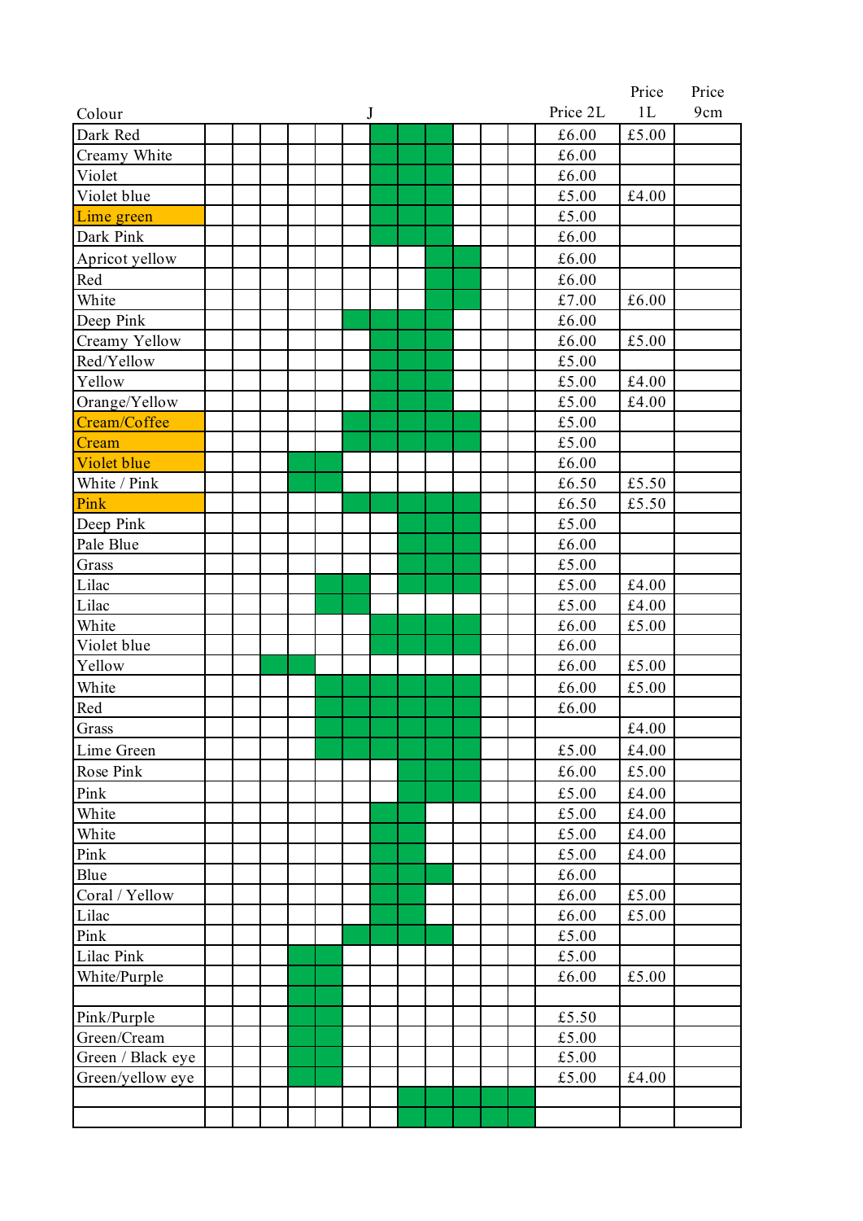| Colour | | | | | | J | | | | | | | Price 2L | Price 1L | Price 9cm |
|---|---|---|---|---|---|---|---|---|---|---|---|---|---|---|---|
| Dark Red | | | | | | | | | | | | | £6.00 | £5.00 | |
| Creamy White | | | | | | | | | | | | | £6.00 | | |
| Violet | | | | | | | | | | | | | £6.00 | | |
| Violet blue | | | | | | | | | | | | | £5.00 | £4.00 | |
| Lime green | | | | | | | | | | | | | £5.00 | | |
| Dark Pink | | | | | | | | | | | | | £6.00 | | |
| Apricot yellow | | | | | | | | | | | | | £6.00 | | |
| Red | | | | | | | | | | | | | £6.00 | | |
| White | | | | | | | | | | | | | £7.00 | £6.00 | |
| Deep Pink | | | | | | | | | | | | | £6.00 | | |
| Creamy Yellow | | | | | | | | | | | | | £6.00 | £5.00 | |
| Red/Yellow | | | | | | | | | | | | | £5.00 | | |
| Yellow | | | | | | | | | | | | | £5.00 | £4.00 | |
| Orange/Yellow | | | | | | | | | | | | | £5.00 | £4.00 | |
| Cream/Coffee | | | | | | | | | | | | | £5.00 | | |
| Cream | | | | | | | | | | | | | £5.00 | | |
| Violet blue | | | | | | | | | | | | | £6.00 | | |
| White / Pink | | | | | | | | | | | | | £6.50 | £5.50 | |
| Pink | | | | | | | | | | | | | £6.50 | £5.50 | |
| Deep Pink | | | | | | | | | | | | | £5.00 | | |
| Pale Blue | | | | | | | | | | | | | £6.00 | | |
| Grass | | | | | | | | | | | | | £5.00 | | |
| Lilac | | | | | | | | | | | | | £5.00 | £4.00 | |
| Lilac | | | | | | | | | | | | | £5.00 | £4.00 | |
| White | | | | | | | | | | | | | £6.00 | £5.00 | |
| Violet blue | | | | | | | | | | | | | £6.00 | | |
| Yellow | | | | | | | | | | | | | £6.00 | £5.00 | |
| White | | | | | | | | | | | | | £6.00 | £5.00 | |
| Red | | | | | | | | | | | | | £6.00 | | |
| Grass | | | | | | | | | | | | | | £4.00 | |
| Lime Green | | | | | | | | | | | | | £5.00 | £4.00 | |
| Rose Pink | | | | | | | | | | | | | £6.00 | £5.00 | |
| Pink | | | | | | | | | | | | | £5.00 | £4.00 | |
| White | | | | | | | | | | | | | £5.00 | £4.00 | |
| White | | | | | | | | | | | | | £5.00 | £4.00 | |
| Pink | | | | | | | | | | | | | £5.00 | £4.00 | |
| Blue | | | | | | | | | | | | | £6.00 | | |
| Coral / Yellow | | | | | | | | | | | | | £6.00 | £5.00 | |
| Lilac | | | | | | | | | | | | | £6.00 | £5.00 | |
| Pink | | | | | | | | | | | | | £5.00 | | |
| Lilac Pink | | | | | | | | | | | | | £5.00 | | |
| White/Purple | | | | | | | | | | | | | £6.00 | £5.00 | |
| | | | | | | | | | | | | | | | |
| Pink/Purple | | | | | | | | | | | | | £5.50 | | |
| Green/Cream | | | | | | | | | | | | | £5.00 | | |
| Green / Black eye | | | | | | | | | | | | | £5.00 | | |
| Green/yellow eye | | | | | | | | | | | | | £5.00 | £4.00 | |
| | | | | | | | | | | | | | | | |
| | | | | | | | | | | | | | | | |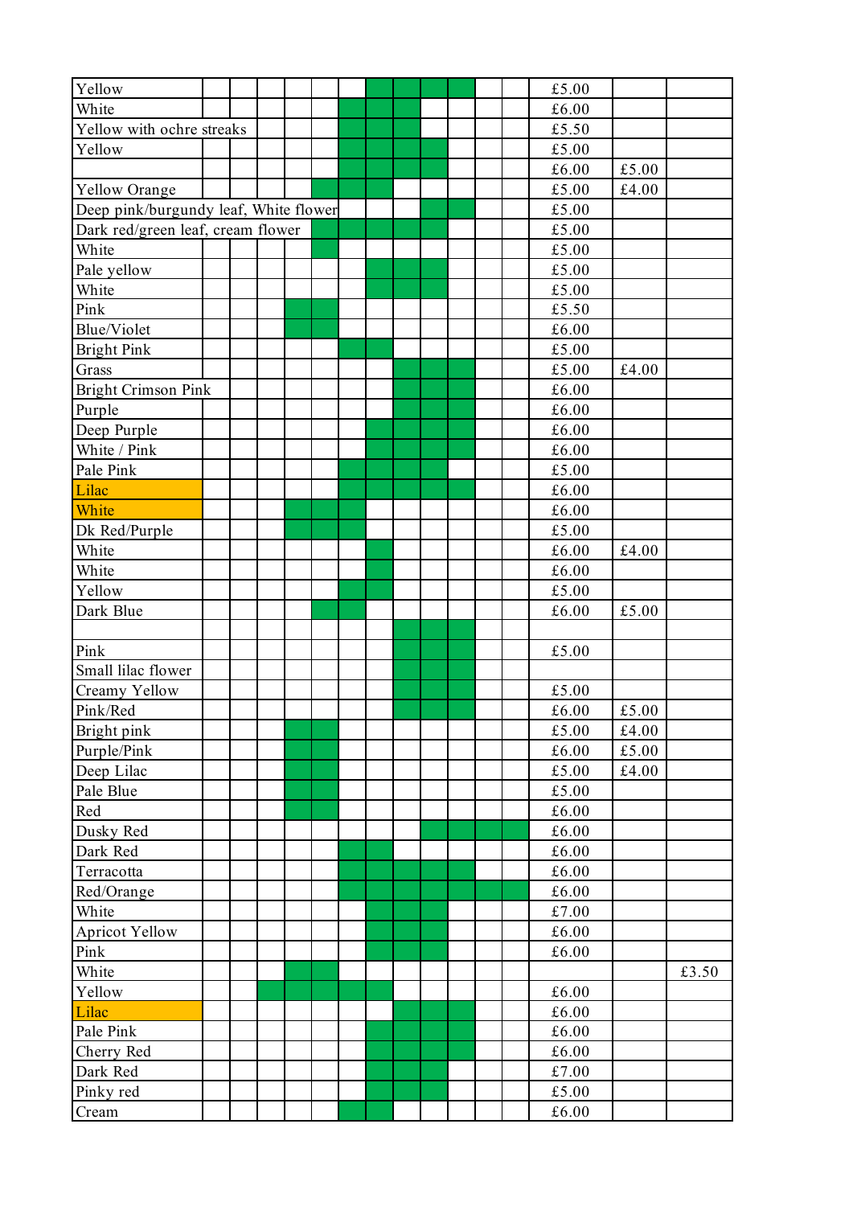| | | | | | | | | | | | | | | | |
|---|---|---|---|---|---|---|---|---|---|---|---|---|---|---|---|
| Yellow | | | | | | | | | | | | | £5.00 | | |
| White | | | | | | | | | | | | | £6.00 | | |
| Yellow with ochre streaks | | | | | | | | | | | | | £5.50 | | |
| Yellow | | | | | | | | | | | | | £5.00 | | |
| | | | | | | | | | | | | | £6.00 | £5.00 | |
| Yellow Orange | | | | | | | | | | | | | £5.00 | £4.00 | |
| Deep pink/burgundy leaf, White flower | | | | | | | | | | | | | £5.00 | | |
| Dark red/green leaf, cream flower | | | | | | | | | | | | | £5.00 | | |
| White | | | | | | | | | | | | | £5.00 | | |
| Pale yellow | | | | | | | | | | | | | £5.00 | | |
| White | | | | | | | | | | | | | £5.00 | | |
| Pink | | | | | | | | | | | | | £5.50 | | |
| Blue/Violet | | | | | | | | | | | | | £6.00 | | |
| Bright Pink | | | | | | | | | | | | | £5.00 | | |
| Grass | | | | | | | | | | | | | £5.00 | £4.00 | |
| Bright Crimson Pink | | | | | | | | | | | | | £6.00 | | |
| Purple | | | | | | | | | | | | | £6.00 | | |
| Deep Purple | | | | | | | | | | | | | £6.00 | | |
| White / Pink | | | | | | | | | | | | | £6.00 | | |
| Pale Pink | | | | | | | | | | | | | £5.00 | | |
| Lilac | | | | | | | | | | | | | £6.00 | | |
| White | | | | | | | | | | | | | £6.00 | | |
| Dk Red/Purple | | | | | | | | | | | | | £5.00 | | |
| White | | | | | | | | | | | | | £6.00 | £4.00 | |
| White | | | | | | | | | | | | | £6.00 | | |
| Yellow | | | | | | | | | | | | | £5.00 | | |
| Dark Blue | | | | | | | | | | | | | £6.00 | £5.00 | |
| | | | | | | | | | | | | | | | |
| Pink | | | | | | | | | | | | | £5.00 | | |
| Small lilac flower | | | | | | | | | | | | | | | |
| Creamy Yellow | | | | | | | | | | | | | £5.00 | | |
| Pink/Red | | | | | | | | | | | | | £6.00 | £5.00 | |
| Bright pink | | | | | | | | | | | | | £5.00 | £4.00 | |
| Purple/Pink | | | | | | | | | | | | | £6.00 | £5.00 | |
| Deep Lilac | | | | | | | | | | | | | £5.00 | £4.00 | |
| Pale Blue | | | | | | | | | | | | | £5.00 | | |
| Red | | | | | | | | | | | | | £6.00 | | |
| Dusky Red | | | | | | | | | | | | | £6.00 | | |
| Dark Red | | | | | | | | | | | | | £6.00 | | |
| Terracotta | | | | | | | | | | | | | £6.00 | | |
| Red/Orange | | | | | | | | | | | | | £6.00 | | |
| White | | | | | | | | | | | | | £7.00 | | |
| Apricot Yellow | | | | | | | | | | | | | £6.00 | | |
| Pink | | | | | | | | | | | | | £6.00 | | |
| White | | | | | | | | | | | | | | | £3.50 |
| Yellow | | | | | | | | | | | | | £6.00 | | |
| Lilac | | | | | | | | | | | | | £6.00 | | |
| Pale Pink | | | | | | | | | | | | | £6.00 | | |
| Cherry Red | | | | | | | | | | | | | £6.00 | | |
| Dark Red | | | | | | | | | | | | | £7.00 | | |
| Pinky red | | | | | | | | | | | | | £5.00 | | |
| Cream | | | | | | | | | | | | | £6.00 | | |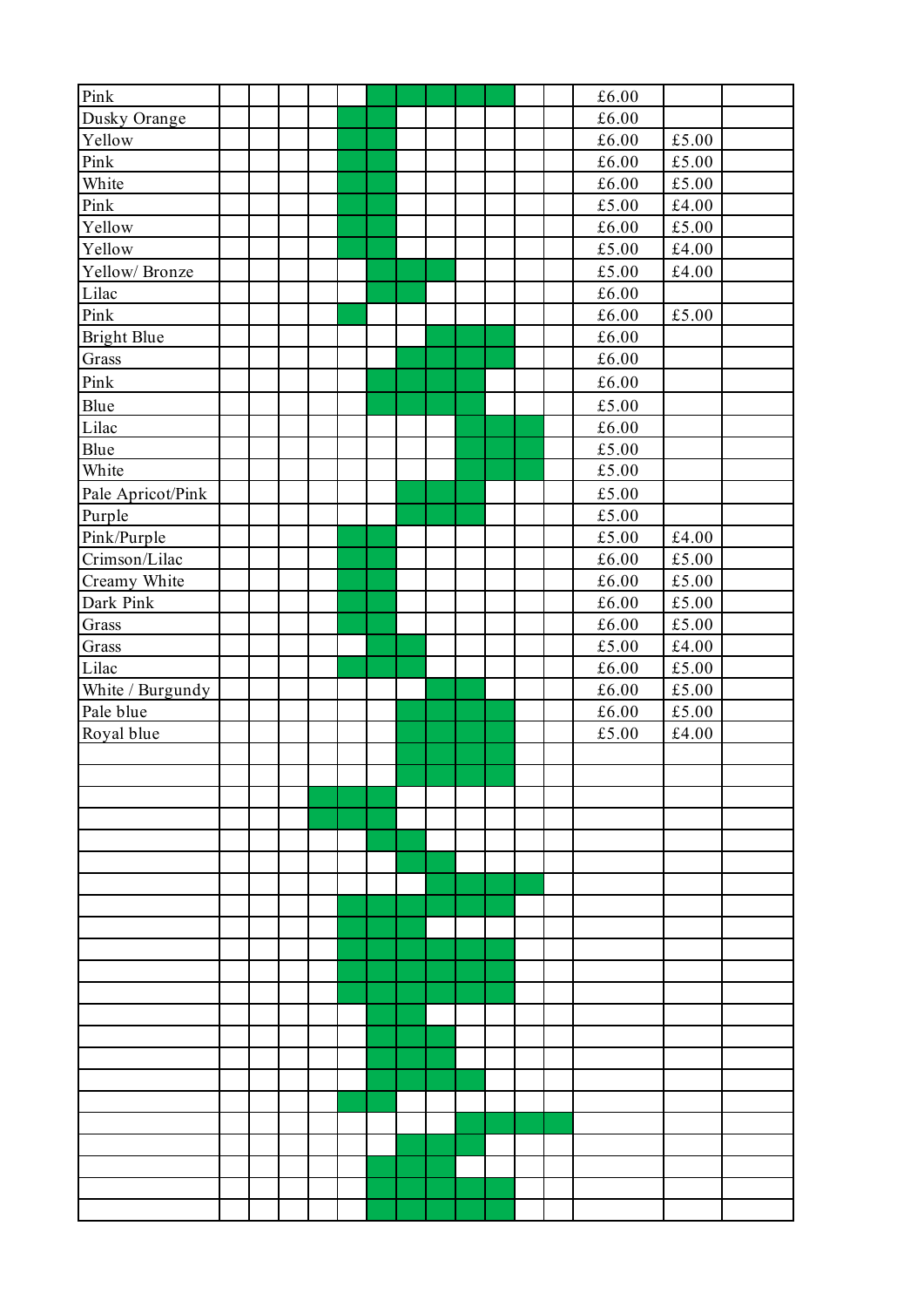| | | | | | | | | | | | | | | | |
|---|---|---|---|---|---|---|---|---|---|---|---|---|---|---|---|
| Pink | | | | | | | | | | | | | £6.00 | | |
| Dusky Orange | | | | | | | | | | | | | £6.00 | | |
| Yellow | | | | | | | | | | | | | £6.00 | £5.00 | |
| Pink | | | | | | | | | | | | | £6.00 | £5.00 | |
| White | | | | | | | | | | | | | £6.00 | £5.00 | |
| Pink | | | | | | | | | | | | | £5.00 | £4.00 | |
| Yellow | | | | | | | | | | | | | £6.00 | £5.00 | |
| Yellow | | | | | | | | | | | | | £5.00 | £4.00 | |
| Yellow/ Bronze | | | | | | | | | | | | | £5.00 | £4.00 | |
| Lilac | | | | | | | | | | | | | £6.00 | | |
| Pink | | | | | | | | | | | | | £6.00 | £5.00 | |
| Bright Blue | | | | | | | | | | | | | £6.00 | | |
| Grass | | | | | | | | | | | | | £6.00 | | |
| Pink | | | | | | | | | | | | | £6.00 | | |
| Blue | | | | | | | | | | | | | £5.00 | | |
| Lilac | | | | | | | | | | | | | £6.00 | | |
| Blue | | | | | | | | | | | | | £5.00 | | |
| White | | | | | | | | | | | | | £5.00 | | |
| Pale Apricot/Pink | | | | | | | | | | | | | £5.00 | | |
| Purple | | | | | | | | | | | | | £5.00 | | |
| Pink/Purple | | | | | | | | | | | | | £5.00 | £4.00 | |
| Crimson/Lilac | | | | | | | | | | | | | £6.00 | £5.00 | |
| Creamy White | | | | | | | | | | | | | £6.00 | £5.00 | |
| Dark Pink | | | | | | | | | | | | | £6.00 | £5.00 | |
| Grass | | | | | | | | | | | | | £6.00 | £5.00 | |
| Grass | | | | | | | | | | | | | £5.00 | £4.00 | |
| Lilac | | | | | | | | | | | | | £6.00 | £5.00 | |
| White / Burgundy | | | | | | | | | | | | | £6.00 | £5.00 | |
| Pale blue | | | | | | | | | | | | | £6.00 | £5.00 | |
| Royal blue | | | | | | | | | | | | | £5.00 | £4.00 | |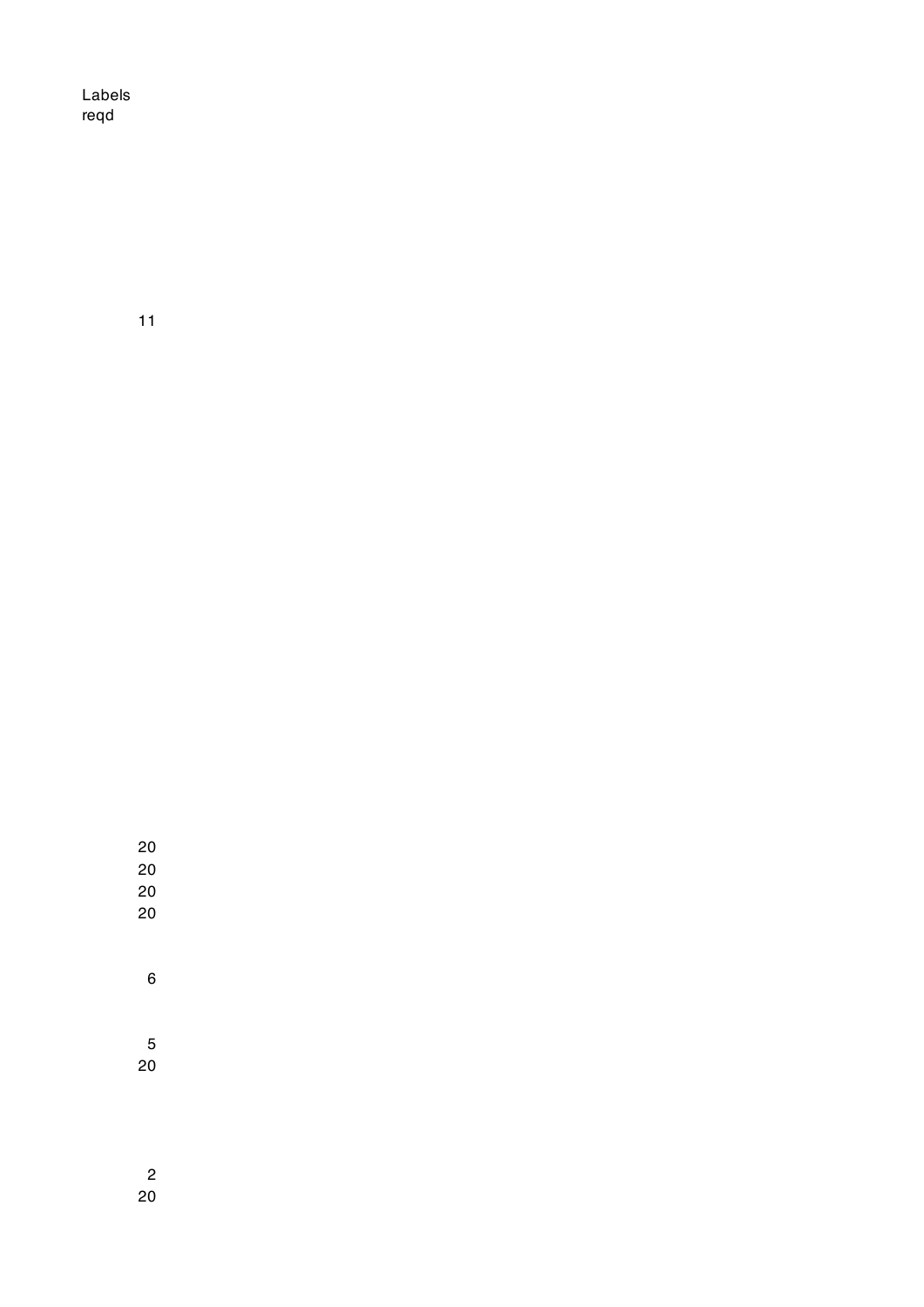Labels reqd

11

20
20
20
20

6

5
20

2
20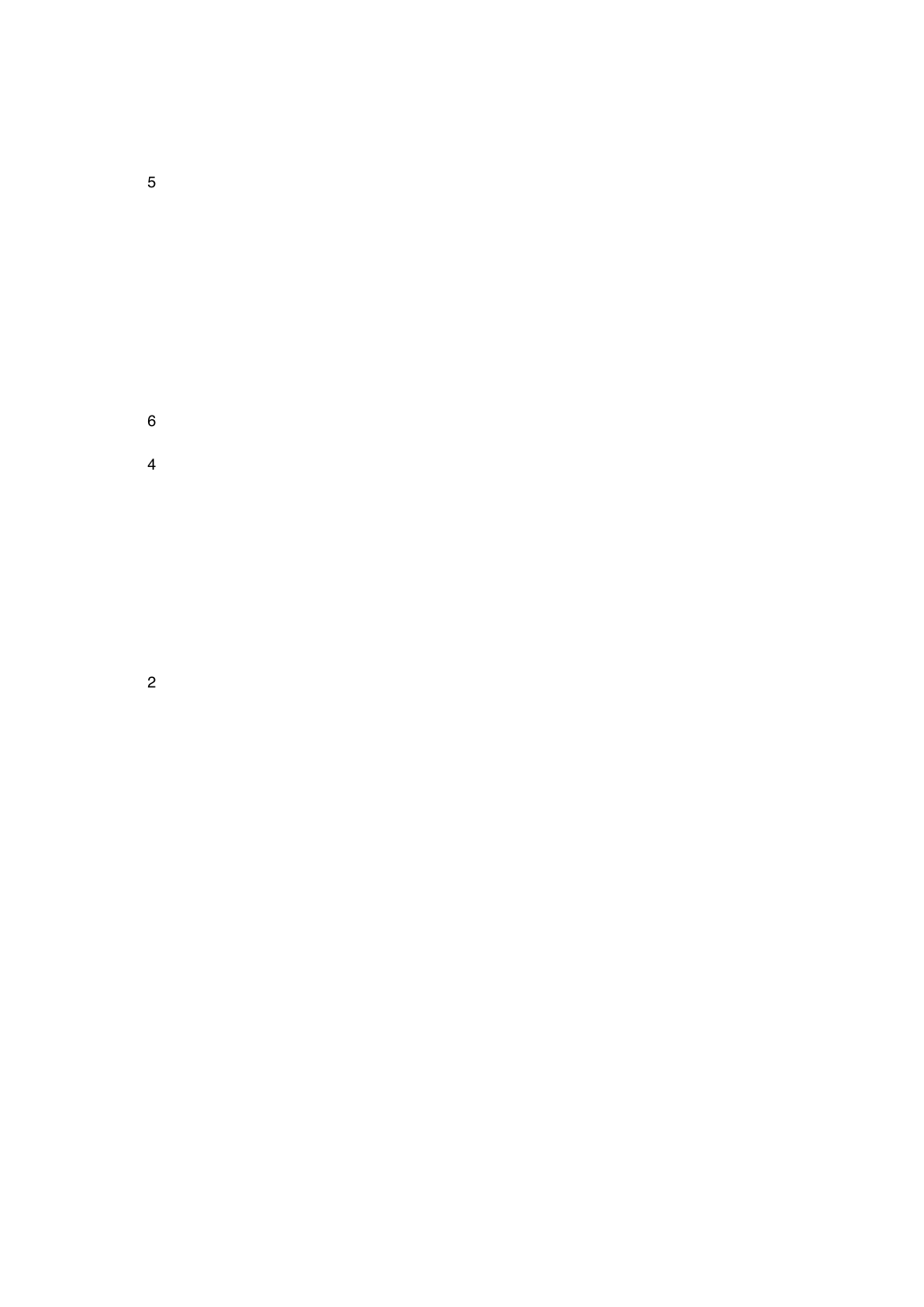5

6

4

2